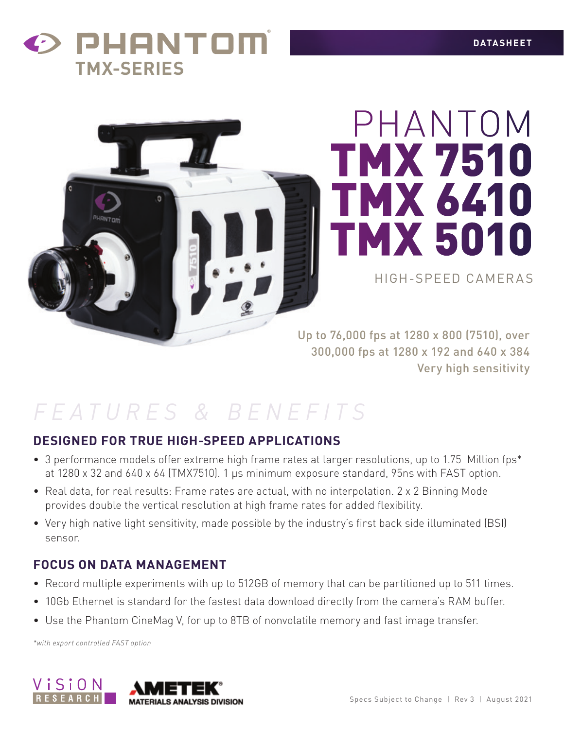# PHANTOM TMX-SERIES

DATASHEET

# PHANTOM TMX 7510 TMX 6410 TMX 5010

HIGH-SPEED CAMERAS

Up to 76,000 fps at 1280 x 800 (7510), over 300,000 fps at 1280 x 192 and 640 x 384
Very high sensitivity

## FEATURES & BENEFITS

### DESIGNED FOR TRUE HIGH-SPEED APPLICATIONS

- 3 performance models offer extreme high frame rates at larger resolutions, up to 1.75 Million fps* at 1280 x 32 and 640 x 64 (TMX7510). 1 µs minimum exposure standard, 95ns with FAST option.
- Real data, for real results: Frame rates are actual, with no interpolation. 2 x 2 Binning Mode provides double the vertical resolution at high frame rates for added flexibility.
- Very high native light sensitivity, made possible by the industry's first back side illuminated (BSI) sensor.

### FOCUS ON DATA MANAGEMENT

- Record multiple experiments with up to 512GB of memory that can be partitioned up to 511 times.
- 10Gb Ethernet is standard for the fastest data download directly from the camera's RAM buffer.
- Use the Phantom CineMag V, for up to 8TB of nonvolatile memory and fast image transfer.

*\*with export controlled FAST option*

VISION RESEARCH | AMETEK MATERIALS ANALYSIS DIVISION

Specs Subject to Change | Rev 3 | August 2021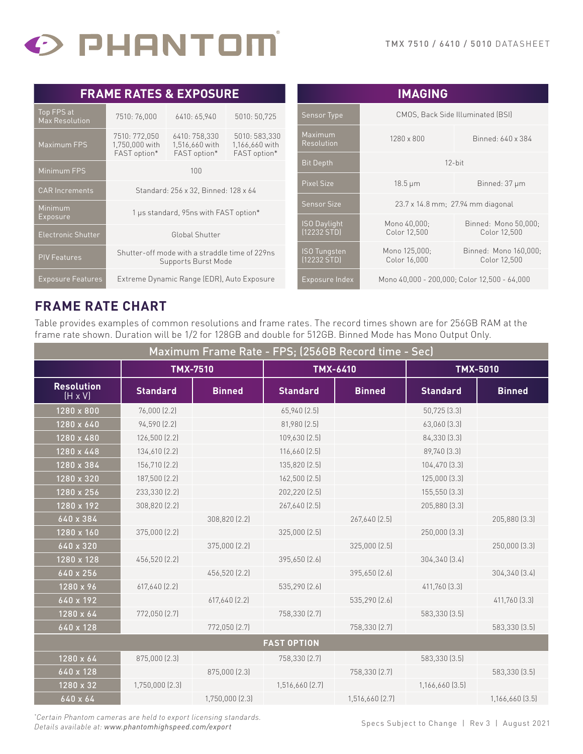## FRAME RATES & EXPOSURE

| | | | |
|---|---|---|---|
| Top FPS at Max Resolution | 7510: 76,000 | 6410: 65,940 | 5010: 50,725 |
| Maximum FPS | 7510: 772,050 1,750,000 with FAST option* | 6410: 758,330 1,516,660 with FAST option* | 5010: 583,330 1,166,660 with FAST option* |
| Minimum FPS | 100 | | |
| CAR Increments | Standard: 256 x 32, Binned: 128 x 64 | | |
| Minimum Exposure | 1 µs standard, 95ns with FAST option* | | |
| Electronic Shutter | Global Shutter | | |
| PIV Features | Shutter-off mode with a straddle time of 229ns Supports Burst Mode | | |
| Exposure Features | Extreme Dynamic Range (EDR), Auto Exposure | | |

## IMAGING

| | | |
|---|---|---|
| Sensor Type | CMOS, Back Side Illuminated (BSI) | |
| Maximum Resolution | 1280 x 800 | Binned: 640 x 384 |
| Bit Depth | 12-bit | |
| Pixel Size | 18.5 µm | Binned: 37 µm |
| Sensor Size | 23.7 x 14.8 mm; 27.94 mm diagonal | |
| ISO Daylight (12232 STD) | Mono 40,000; Color 12,500 | Binned: Mono 50,000; Color 12,500 |
| ISO Tungsten (12232 STD) | Mono 125,000; Color 16,000 | Binned: Mono 160,000; Color 12,500 |
| Exposure Index | Mono 40,000 - 200,000; Color 12,500 - 64,000 | |

## FRAME RATE CHART

Table provides examples of common resolutions and frame rates. The record times shown are for 256GB RAM at the frame rate shown. Duration will be 1/2 for 128GB and double for 512GB. Binned Mode has Mono Output Only.

| Maximum Frame Rate - FPS; (256GB Record time - Sec) | | | | | | |
|---|---|---|---|---|---|---|
| | TMX-7510 | | TMX-6410 | | TMX-5010 | |
| Resolution (H x V) | Standard | Binned | Standard | Binned | Standard | Binned |
| 1280 x 800 | 76,000 (2.2) | | 65,940 (2.5) | | 50,725 (3.3) | |
| 1280 x 640 | 94,590 (2.2) | | 81,980 (2.5) | | 63,060 (3.3) | |
| 1280 x 480 | 126,500 (2.2) | | 109,630 (2.5) | | 84,330 (3.3) | |
| 1280 x 448 | 134,610 (2.2) | | 116,660 (2.5) | | 89,740 (3.3) | |
| 1280 x 384 | 156,710 (2.2) | | 135,820 (2.5) | | 104,470 (3.3) | |
| 1280 x 320 | 187,500 (2.2) | | 162,500 (2.5) | | 125,000 (3.3) | |
| 1280 x 256 | 233,330 (2.2) | | 202,220 (2.5) | | 155,550 (3.3) | |
| 1280 x 192 | 308,820 (2.2) | | 267,640 (2.5) | | 205,880 (3.3) | |
| 640 x 384 | | 308,820 (2.2) | | 267,640 (2.5) | | 205,880 (3.3) |
| 1280 x 160 | 375,000 (2.2) | | 325,000 (2.5) | | 250,000 (3.3) | |
| 640 x 320 | | 375,000 (2.2) | | 325,000 (2.5) | | 250,000 (3.3) |
| 1280 x 128 | 456,520 (2.2) | | 395,650 (2.6) | | 304,340 (3.4) | |
| 640 x 256 | | 456,520 (2.2) | | 395,650 (2.6) | | 304,340 (3.4) |
| 1280 x 96 | 617,640 (2.2) | | 535,290 (2.6) | | 411,760 (3.3) | |
| 640 x 192 | | 617,640 (2.2) | | 535,290 (2.6) | | 411,760 (3.3) |
| 1280 x 64 | 772,050 (2.7) | | 758,330 (2.7) | | 583,330 (3.5) | |
| 640 x 128 | | 772,050 (2.7) | | 758,330 (2.7) | | 583,330 (3.5) |
| **FAST OPTION** | | | | | | |
| 1280 x 64 | 875,000 (2.3) | | 758,330 (2.7) | | 583,330 (3.5) | |
| 640 x 128 | | 875,000 (2.3) | | 758,330 (2.7) | | 583,330 (3.5) |
| 1280 x 32 | 1,750,000 (2.3) | | 1,516,660 (2.7) | | 1,166,660 (3.5) | |
| 640 x 64 | | 1,750,000 (2.3) | | 1,516,660 (2.7) | | 1,166,660 (3.5) |

*\*Certain Phantom cameras are held to export licensing standards. Details available at: www.phantomhighspeed.com/export*

Specs Subject to Change | Rev 3 | August 2021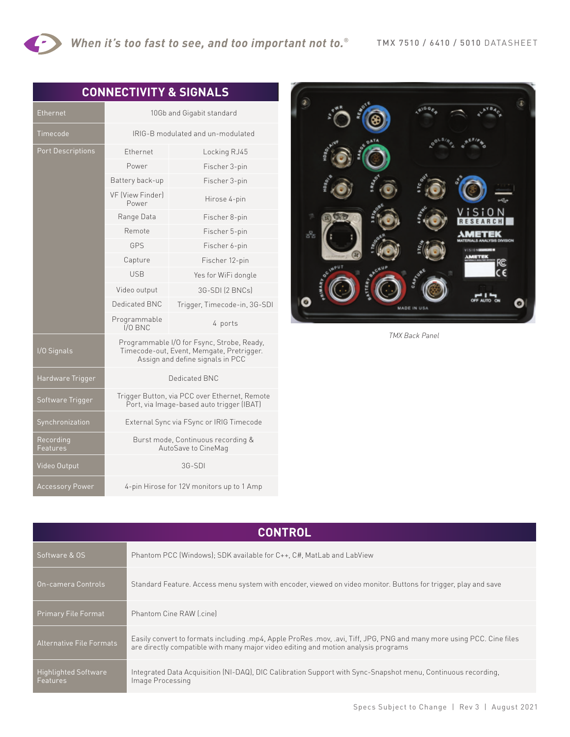## CONNECTIVITY & SIGNALS

| | | |
|---|---|---|
| Ethernet | 10Gb and Gigabit standard | |
| Timecode | IRIG-B modulated and un-modulated | |
| Port Descriptions | Ethernet | Locking RJ45 |
| | Power | Fischer 3-pin |
| | Battery back-up | Fischer 3-pin |
| | VF (View Finder) Power | Hirose 4-pin |
| | Range Data | Fischer 8-pin |
| | Remote | Fischer 5-pin |
| | GPS | Fischer 6-pin |
| | Capture | Fischer 12-pin |
| | USB | Yes for WiFi dongle |
| | Video output | 3G-SDI (2 BNCs) |
| | Dedicated BNC | Trigger, Timecode-in, 3G-SDI |
| | Programmable I/O BNC | 4 ports |
| I/O Signals | Programmable I/O for Fsync, Strobe, Ready, Timecode-out, Event, Memgate, Pretrigger. Assign and define signals in PCC | |
| Hardware Trigger | Dedicated BNC | |
| Software Trigger | Trigger Button, via PCC over Ethernet, Remote Port, via Image-based auto trigger (IBAT) | |
| Synchronization | External Sync via FSync or IRIG Timecode | |
| Recording Features | Burst mode, Continuous recording & AutoSave to CineMag | |
| Video Output | 3G-SDI | |
| Accessory Power | 4-pin Hirose for 12V monitors up to 1 Amp | |

*TMX Back Panel*

## CONTROL

| | |
|---|---|
| Software & OS | Phantom PCC (Windows); SDK available for C++, C#, MatLab and LabView |
| On-camera Controls | Standard Feature. Access menu system with encoder, viewed on video monitor. Buttons for trigger, play and save |
| Primary File Format | Phantom Cine RAW (.cine) |
| Alternative File Formats | Easily convert to formats including .mp4, Apple ProRes .mov, .avi, Tiff, JPG, PNG and many more using PCC. Cine files are directly compatible with many major video editing and motion analysis programs |
| Highlighted Software Features | Integrated Data Acquisition (NI-DAQ), DIC Calibration Support with Sync-Snapshot menu, Continuous recording, Image Processing |

Specs Subject to Change | Rev 3 | August 2021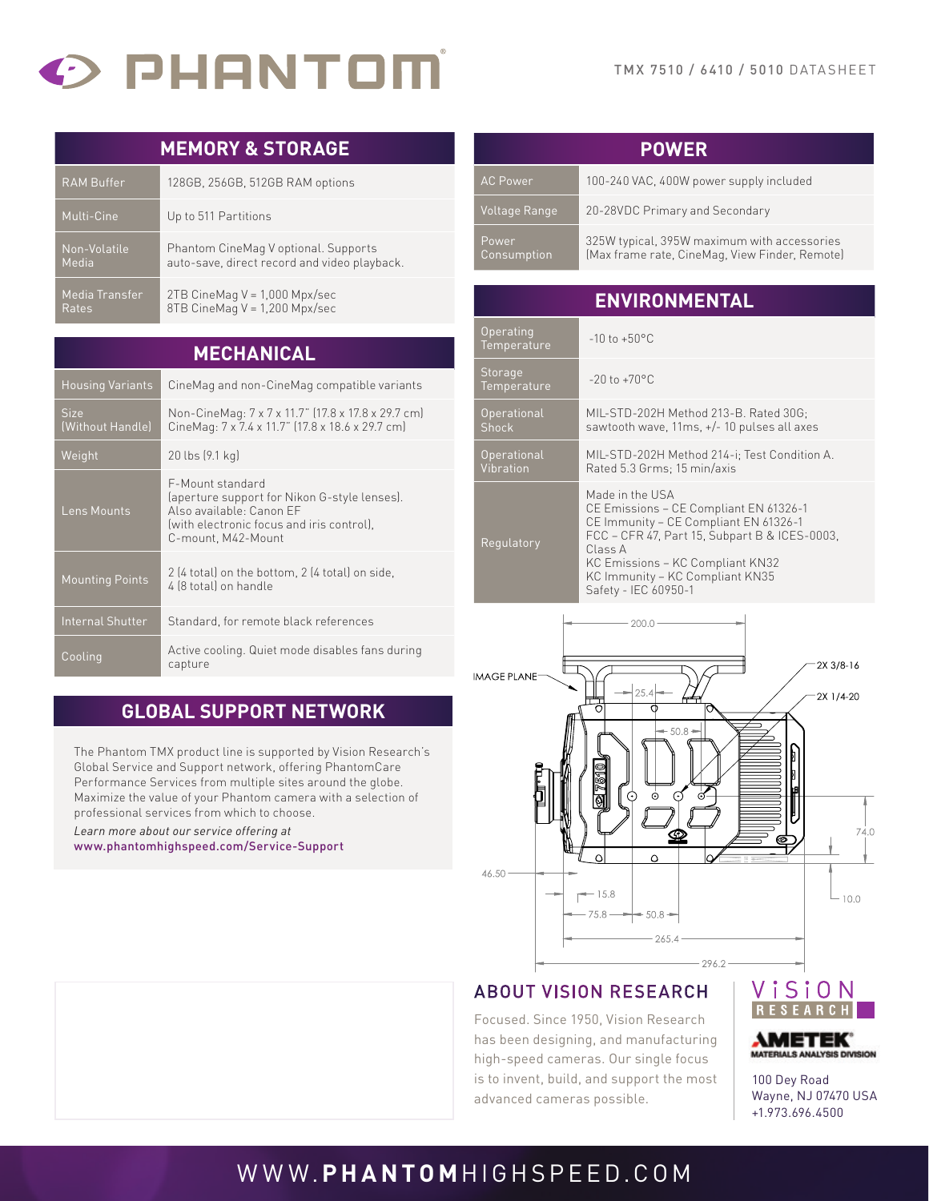# PHANTOM

TMX 7510 / 6410 / 5010 DATASHEET

## MEMORY & STORAGE

| | |
|---|---|
| RAM Buffer | 128GB, 256GB, 512GB RAM options |
| Multi-Cine | Up to 511 Partitions |
| Non-Volatile Media | Phantom CineMag V optional. Supports auto-save, direct record and video playback. |
| Media Transfer Rates | 2TB CineMag V = 1,000 Mpx/sec<br>8TB CineMag V = 1,200 Mpx/sec |

## MECHANICAL

| | |
|---|---|
| Housing Variants | CineMag and non-CineMag compatible variants |
| Size (Without Handle) | Non-CineMag: 7 x 7 x 11.7" (17.8 x 17.8 x 29.7 cm)<br>CineMag: 7 x 7.4 x 11.7" (17.8 x 18.6 x 29.7 cm) |
| Weight | 20 lbs (9.1 kg) |
| Lens Mounts | F-Mount standard (aperture support for Nikon G-style lenses). Also available: Canon EF (with electronic focus and iris control), C-mount, M42-Mount |
| Mounting Points | 2 (4 total) on the bottom, 2 (4 total) on side, 4 (8 total) on handle |
| Internal Shutter | Standard, for remote black references |
| Cooling | Active cooling. Quiet mode disables fans during capture |

## GLOBAL SUPPORT NETWORK

The Phantom TMX product line is supported by Vision Research's Global Service and Support network, offering PhantomCare Performance Services from multiple sites around the globe. Maximize the value of your Phantom camera with a selection of professional services from which to choose.

*Learn more about our service offering at*
www.phantomhighspeed.com/Service-Support

## POWER

| | |
|---|---|
| AC Power | 100-240 VAC, 400W power supply included |
| Voltage Range | 20-28VDC Primary and Secondary |
| Power Consumption | 325W typical, 395W maximum with accessories (Max frame rate, CineMag, View Finder, Remote) |

## ENVIRONMENTAL

| | |
|---|---|
| Operating Temperature | -10 to +50°C |
| Storage Temperature | -20 to +70°C |
| Operational Shock | MIL-STD-202H Method 213-B. Rated 30G; sawtooth wave, 11ms, +/- 10 pulses all axes |
| Operational Vibration | MIL-STD-202H Method 214-i; Test Condition A. Rated 5.3 Grms; 15 min/axis |
| Regulatory | Made in the USA<br>CE Emissions – CE Compliant EN 61326-1<br>CE Immunity – CE Compliant EN 61326-1<br>FCC – CFR 47, Part 15, Subpart B & ICES-003, Class A<br>KC Emissions – KC Compliant KN32<br>KC Immunity – KC Compliant KN35<br>Safety - IEC 60950-1 |

200.0
IMAGE PLANE
2X 3/8-16
2X 1/4-20
25.4
50.8
74.0
46.50
15.8
10.0
75.8
50.8
265.4
296.2

## ABOUT VISION RESEARCH

Focused. Since 1950, Vision Research has been designing, and manufacturing high-speed cameras. Our single focus is to invent, build, and support the most advanced cameras possible.

VISION RESEARCH
AMETEK MATERIALS ANALYSIS DIVISION

100 Dey Road
Wayne, NJ 07470 USA
+1.973.696.4500

WWW.PHANTOMHIGHSPEED.COM